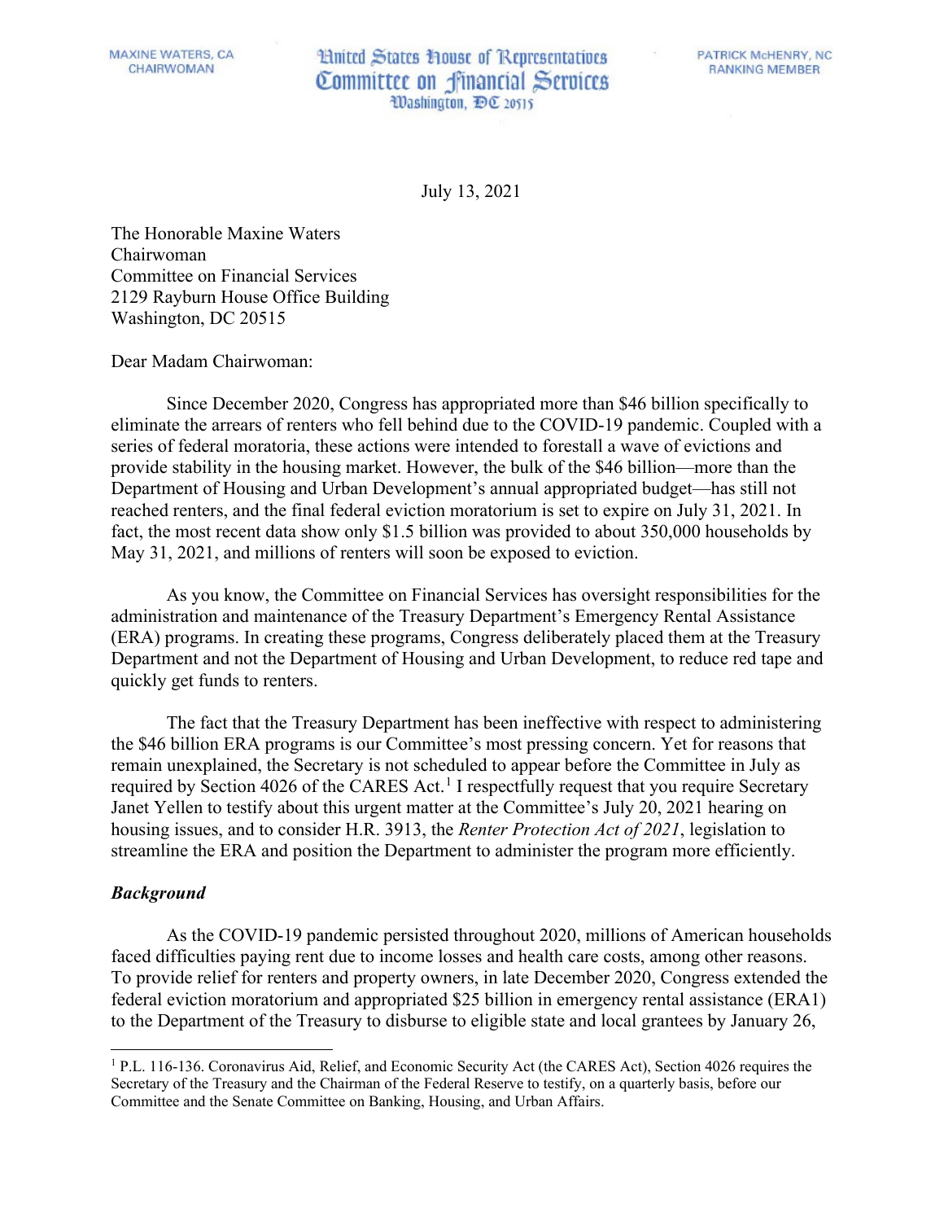MAXINE WATERS, CA
CHAIRWOMAN

United States House of Representatives
Committee on Financial Services
Washington, DC 20515

PATRICK McHENRY, NC
RANKING MEMBER

July 13, 2021

The Honorable Maxine Waters
Chairwoman
Committee on Financial Services
2129 Rayburn House Office Building
Washington, DC 20515

Dear Madam Chairwoman:

Since December 2020, Congress has appropriated more than $46 billion specifically to eliminate the arrears of renters who fell behind due to the COVID-19 pandemic. Coupled with a series of federal moratoria, these actions were intended to forestall a wave of evictions and provide stability in the housing market. However, the bulk of the $46 billion—more than the Department of Housing and Urban Development's annual appropriated budget—has still not reached renters, and the final federal eviction moratorium is set to expire on July 31, 2021. In fact, the most recent data show only $1.5 billion was provided to about 350,000 households by May 31, 2021, and millions of renters will soon be exposed to eviction.

As you know, the Committee on Financial Services has oversight responsibilities for the administration and maintenance of the Treasury Department's Emergency Rental Assistance (ERA) programs. In creating these programs, Congress deliberately placed them at the Treasury Department and not the Department of Housing and Urban Development, to reduce red tape and quickly get funds to renters.

The fact that the Treasury Department has been ineffective with respect to administering the $46 billion ERA programs is our Committee's most pressing concern. Yet for reasons that remain unexplained, the Secretary is not scheduled to appear before the Committee in July as required by Section 4026 of the CARES Act.[1] I respectfully request that you require Secretary Janet Yellen to testify about this urgent matter at the Committee's July 20, 2021 hearing on housing issues, and to consider H.R. 3913, the *Renter Protection Act of 2021*, legislation to streamline the ERA and position the Department to administer the program more efficiently.

***Background***

As the COVID-19 pandemic persisted throughout 2020, millions of American households faced difficulties paying rent due to income losses and health care costs, among other reasons. To provide relief for renters and property owners, in late December 2020, Congress extended the federal eviction moratorium and appropriated $25 billion in emergency rental assistance (ERA1) to the Department of the Treasury to disburse to eligible state and local grantees by January 26,

[1] P.L. 116-136. Coronavirus Aid, Relief, and Economic Security Act (the CARES Act), Section 4026 requires the Secretary of the Treasury and the Chairman of the Federal Reserve to testify, on a quarterly basis, before our Committee and the Senate Committee on Banking, Housing, and Urban Affairs.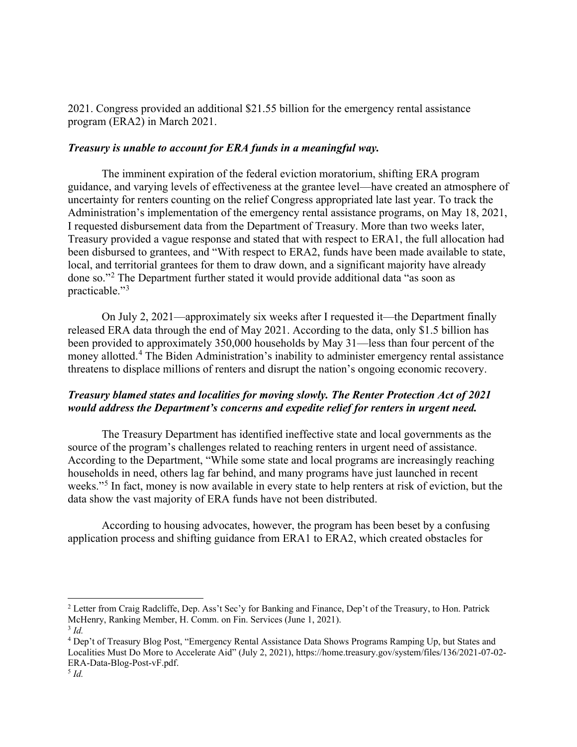2021. Congress provided an additional $21.55 billion for the emergency rental assistance program (ERA2) in March 2021.

***Treasury is unable to account for ERA funds in a meaningful way.***

The imminent expiration of the federal eviction moratorium, shifting ERA program guidance, and varying levels of effectiveness at the grantee level—have created an atmosphere of uncertainty for renters counting on the relief Congress appropriated late last year. To track the Administration's implementation of the emergency rental assistance programs, on May 18, 2021, I requested disbursement data from the Department of Treasury. More than two weeks later, Treasury provided a vague response and stated that with respect to ERA1, the full allocation had been disbursed to grantees, and "With respect to ERA2, funds have been made available to state, local, and territorial grantees for them to draw down, and a significant majority have already done so."[2] The Department further stated it would provide additional data "as soon as practicable."[3]

On July 2, 2021—approximately six weeks after I requested it—the Department finally released ERA data through the end of May 2021. According to the data, only $1.5 billion has been provided to approximately 350,000 households by May 31—less than four percent of the money allotted.[4] The Biden Administration's inability to administer emergency rental assistance threatens to displace millions of renters and disrupt the nation's ongoing economic recovery.

***Treasury blamed states and localities for moving slowly. The Renter Protection Act of 2021 would address the Department's concerns and expedite relief for renters in urgent need.***

The Treasury Department has identified ineffective state and local governments as the source of the program's challenges related to reaching renters in urgent need of assistance. According to the Department, "While some state and local programs are increasingly reaching households in need, others lag far behind, and many programs have just launched in recent weeks."[5] In fact, money is now available in every state to help renters at risk of eviction, but the data show the vast majority of ERA funds have not been distributed.

According to housing advocates, however, the program has been beset by a confusing application process and shifting guidance from ERA1 to ERA2, which created obstacles for

---

[2] Letter from Craig Radcliffe, Dep. Ass't Sec'y for Banking and Finance, Dep't of the Treasury, to Hon. Patrick McHenry, Ranking Member, H. Comm. on Fin. Services (June 1, 2021).

[3] *Id.*

[4] Dep't of Treasury Blog Post, "Emergency Rental Assistance Data Shows Programs Ramping Up, but States and Localities Must Do More to Accelerate Aid" (July 2, 2021), https://home.treasury.gov/system/files/136/2021-07-02-ERA-Data-Blog-Post-vF.pdf.

[5] *Id.*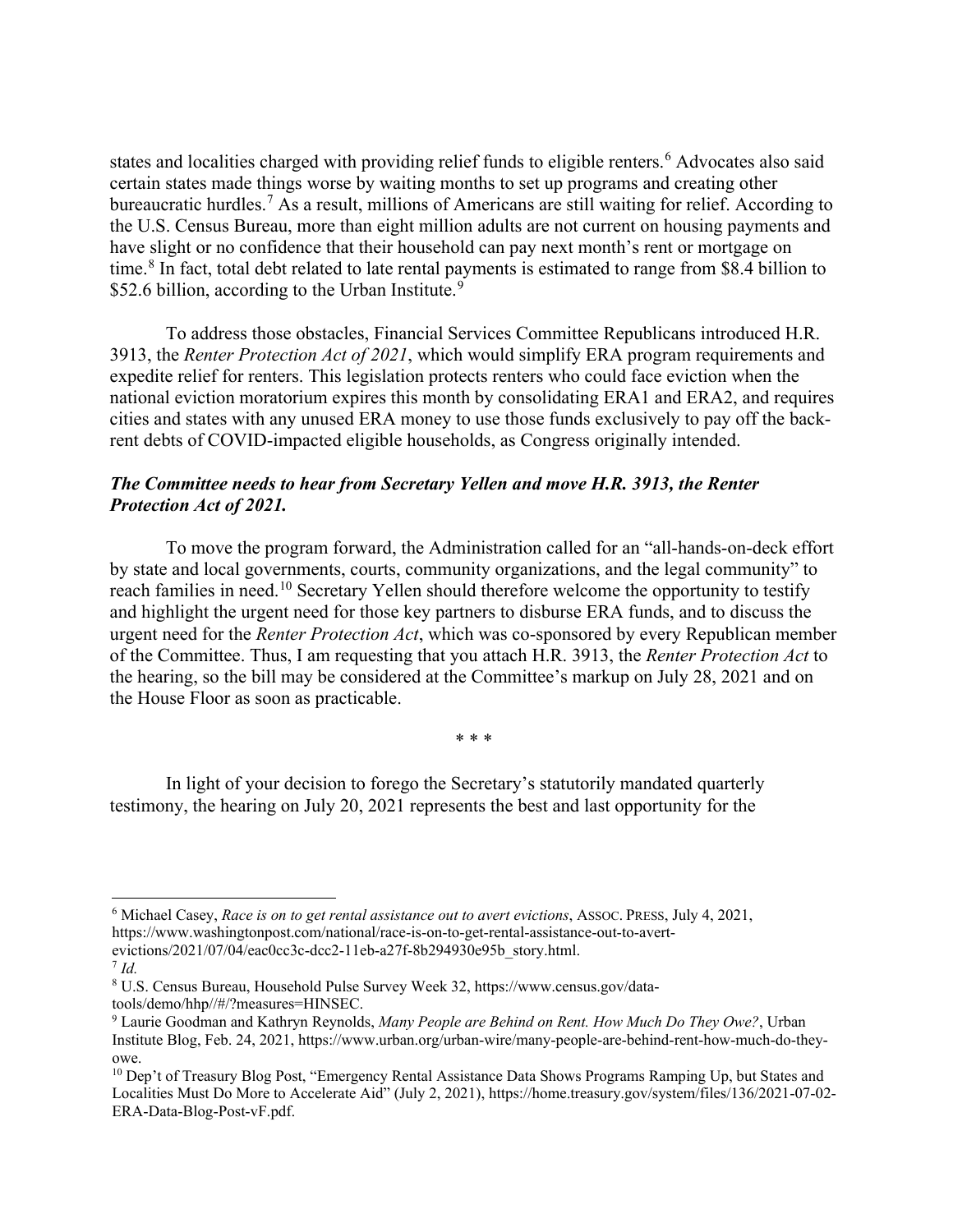states and localities charged with providing relief funds to eligible renters.[6] Advocates also said certain states made things worse by waiting months to set up programs and creating other bureaucratic hurdles.[7] As a result, millions of Americans are still waiting for relief. According to the U.S. Census Bureau, more than eight million adults are not current on housing payments and have slight or no confidence that their household can pay next month's rent or mortgage on time.[8] In fact, total debt related to late rental payments is estimated to range from $8.4 billion to $52.6 billion, according to the Urban Institute.[9]

To address those obstacles, Financial Services Committee Republicans introduced H.R. 3913, the *Renter Protection Act of 2021*, which would simplify ERA program requirements and expedite relief for renters. This legislation protects renters who could face eviction when the national eviction moratorium expires this month by consolidating ERA1 and ERA2, and requires cities and states with any unused ERA money to use those funds exclusively to pay off the back-rent debts of COVID-impacted eligible households, as Congress originally intended.

***The Committee needs to hear from Secretary Yellen and move H.R. 3913, the Renter Protection Act of 2021.***

To move the program forward, the Administration called for an "all-hands-on-deck effort by state and local governments, courts, community organizations, and the legal community" to reach families in need.[10] Secretary Yellen should therefore welcome the opportunity to testify and highlight the urgent need for those key partners to disburse ERA funds, and to discuss the urgent need for the *Renter Protection Act*, which was co-sponsored by every Republican member of the Committee. Thus, I am requesting that you attach H.R. 3913, the *Renter Protection Act* to the hearing, so the bill may be considered at the Committee's markup on July 28, 2021 and on the House Floor as soon as practicable.

\* \* \*

In light of your decision to forego the Secretary's statutorily mandated quarterly testimony, the hearing on July 20, 2021 represents the best and last opportunity for the

---

[6] Michael Casey, *Race is on to get rental assistance out to avert evictions*, Assoc. Press, July 4, 2021, https://www.washingtonpost.com/national/race-is-on-to-get-rental-assistance-out-to-avert-evictions/2021/07/04/eac0cc3c-dcc2-11eb-a27f-8b294930e95b_story.html.

[7] *Id.*

[8] U.S. Census Bureau, Household Pulse Survey Week 32, https://www.census.gov/data-tools/demo/hhp//#/?measures=HINSEC.

[9] Laurie Goodman and Kathryn Reynolds, *Many People are Behind on Rent. How Much Do They Owe?*, Urban Institute Blog, Feb. 24, 2021, https://www.urban.org/urban-wire/many-people-are-behind-rent-how-much-do-they-owe.

[10] Dep't of Treasury Blog Post, "Emergency Rental Assistance Data Shows Programs Ramping Up, but States and Localities Must Do More to Accelerate Aid" (July 2, 2021), https://home.treasury.gov/system/files/136/2021-07-02-ERA-Data-Blog-Post-vF.pdf.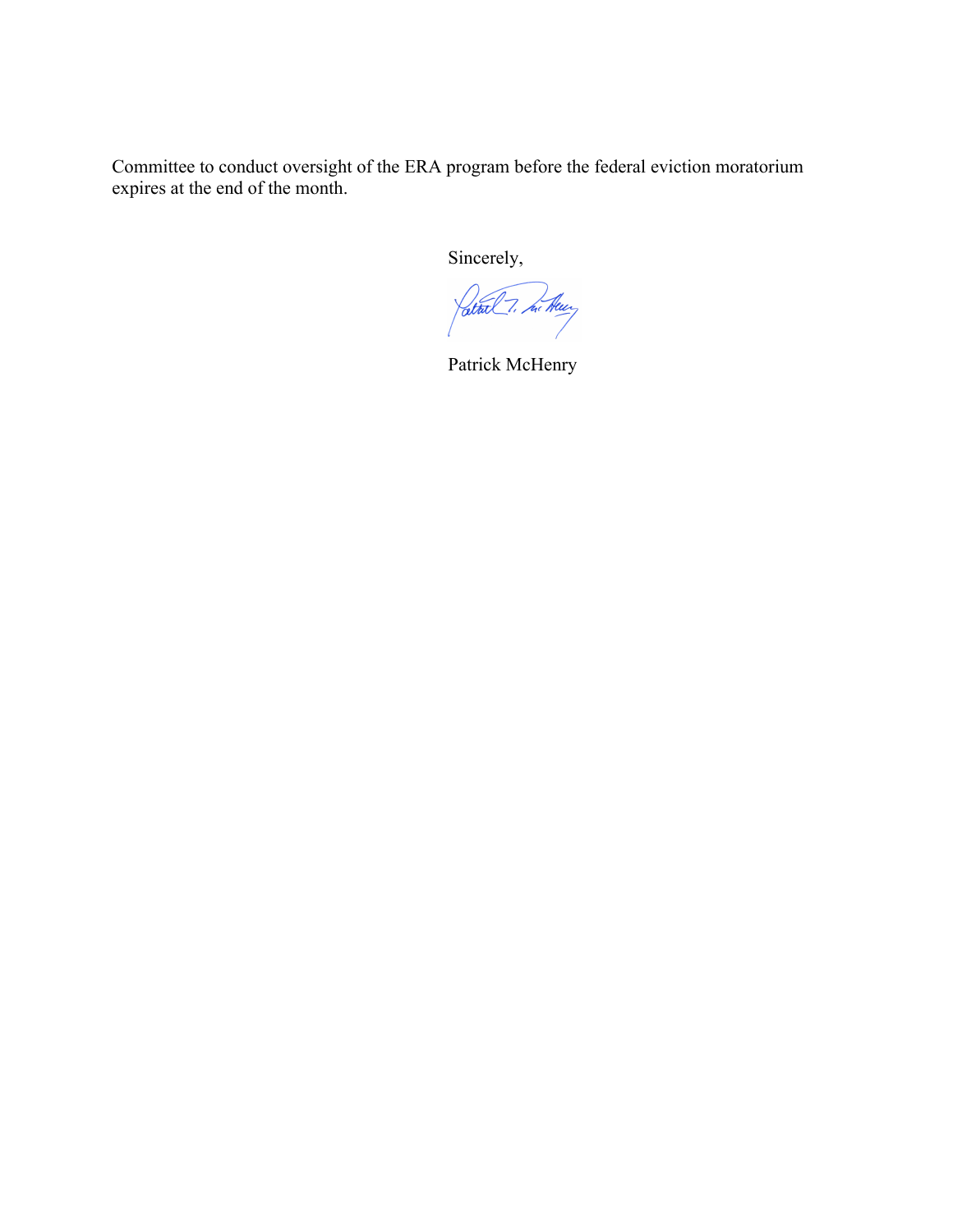Committee to conduct oversight of the ERA program before the federal eviction moratorium expires at the end of the month.

Sincerely,

Patrick McHenry